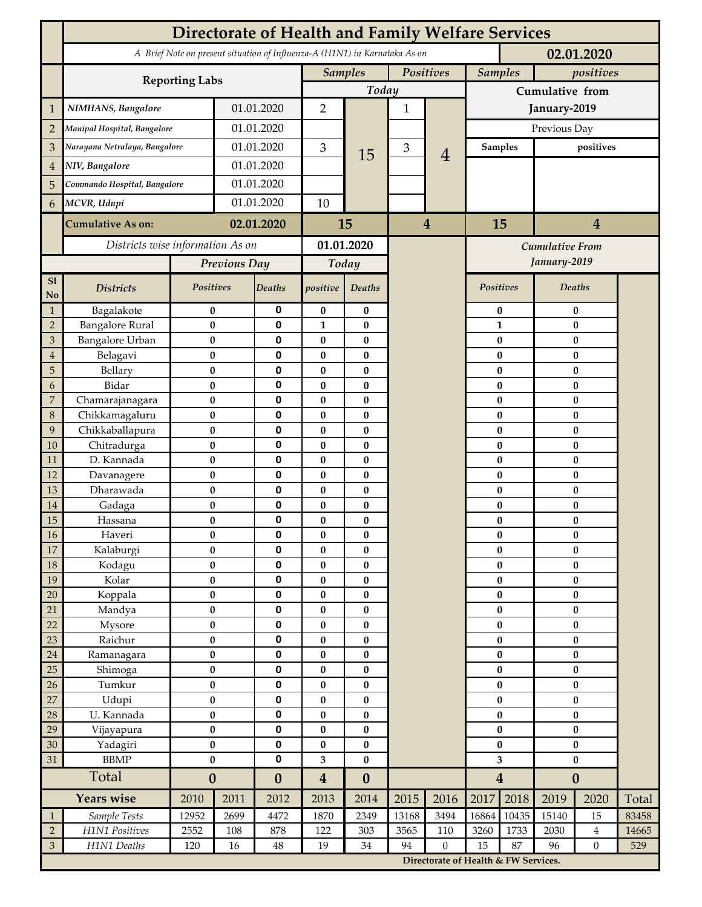# Directorate of Health and Family Welfare Services

*A Brief Note on present situation of Influenza-A (H1N1) in Karnataka As on* **02.01.2020**

| | Reporting Labs | | Samples (Today) | | Positives (Today) | | Samples (Cumulative from January-2019, Previous Day) | positives (Cumulative from January-2019, Previous Day) |
|---|---|---|---|---|---|---|---|---|
| 1 | *NIMHANS, Bangalore* | 01.01.2020 | 2 | 15 | 1 | 4 | | |
| 2 | *Manipal Hospital, Bangalore* | 01.01.2020 | | | | | | |
| 3 | *Narayana Netralaya, Bangalore* | 01.01.2020 | 3 | | 3 | | | |
| 4 | *NIV, Bangalore* | 01.01.2020 | | | | | | |
| 5 | *Commando Hospital, Bangalore* | 01.01.2020 | | | | | | |
| 6 | *MCVR, Udupi* | 01.01.2020 | 10 | | | | | |
| | **Cumulative As on:** | **02.01.2020** | **15** | | **4** | | **15** | **4** |

*Districts wise information As on* **01.01.2020**

| Sl No | Districts | Previous Day Positives | Previous Day Deaths | Today positive | Today Deaths | Cumulative From January-2019 Positives | Cumulative From January-2019 Deaths |
|---|---|---|---|---|---|---|---|
| 1 | Bagalakote | 0 | 0 | 0 | 0 | 0 | 0 |
| 2 | Bangalore Rural | 0 | 0 | 1 | 0 | 1 | 0 |
| 3 | Bangalore Urban | 0 | 0 | 0 | 0 | 0 | 0 |
| 4 | Belagavi | 0 | 0 | 0 | 0 | 0 | 0 |
| 5 | Bellary | 0 | 0 | 0 | 0 | 0 | 0 |
| 6 | Bidar | 0 | 0 | 0 | 0 | 0 | 0 |
| 7 | Chamarajanagara | 0 | 0 | 0 | 0 | 0 | 0 |
| 8 | Chikkamagaluru | 0 | 0 | 0 | 0 | 0 | 0 |
| 9 | Chikkaballapura | 0 | 0 | 0 | 0 | 0 | 0 |
| 10 | Chitradurga | 0 | 0 | 0 | 0 | 0 | 0 |
| 11 | D. Kannada | 0 | 0 | 0 | 0 | 0 | 0 |
| 12 | Davanagere | 0 | 0 | 0 | 0 | 0 | 0 |
| 13 | Dharawada | 0 | 0 | 0 | 0 | 0 | 0 |
| 14 | Gadaga | 0 | 0 | 0 | 0 | 0 | 0 |
| 15 | Hassana | 0 | 0 | 0 | 0 | 0 | 0 |
| 16 | Haveri | 0 | 0 | 0 | 0 | 0 | 0 |
| 17 | Kalaburgi | 0 | 0 | 0 | 0 | 0 | 0 |
| 18 | Kodagu | 0 | 0 | 0 | 0 | 0 | 0 |
| 19 | Kolar | 0 | 0 | 0 | 0 | 0 | 0 |
| 20 | Koppala | 0 | 0 | 0 | 0 | 0 | 0 |
| 21 | Mandya | 0 | 0 | 0 | 0 | 0 | 0 |
| 22 | Mysore | 0 | 0 | 0 | 0 | 0 | 0 |
| 23 | Raichur | 0 | 0 | 0 | 0 | 0 | 0 |
| 24 | Ramanagara | 0 | 0 | 0 | 0 | 0 | 0 |
| 25 | Shimoga | 0 | 0 | 0 | 0 | 0 | 0 |
| 26 | Tumkur | 0 | 0 | 0 | 0 | 0 | 0 |
| 27 | Udupi | 0 | 0 | 0 | 0 | 0 | 0 |
| 28 | U. Kannada | 0 | 0 | 0 | 0 | 0 | 0 |
| 29 | Vijayapura | 0 | 0 | 0 | 0 | 0 | 0 |
| 30 | Yadagiri | 0 | 0 | 0 | 0 | 0 | 0 |
| 31 | BBMP | 0 | 0 | 3 | 0 | 3 | 0 |
| | **Total** | **0** | **0** | **4** | **0** | **4** | **0** |

| | Years wise | 2010 | 2011 | 2012 | 2013 | 2014 | 2015 | 2016 | 2017 | 2018 | 2019 | 2020 | Total |
|---|---|---|---|---|---|---|---|---|---|---|---|---|---|
| 1 | *Sample Tests* | 12952 | 2699 | 4472 | 1870 | 2349 | 13168 | 3494 | 16864 | 10435 | 15140 | 15 | 83458 |
| 2 | *H1N1 Positives* | 2552 | 108 | 878 | 122 | 303 | 3565 | 110 | 3260 | 1733 | 2030 | 4 | 14665 |
| 3 | *H1N1 Deaths* | 120 | 16 | 48 | 19 | 34 | 94 | 0 | 15 | 87 | 96 | 0 | 529 |

**Directorate of Health & FW Services.**